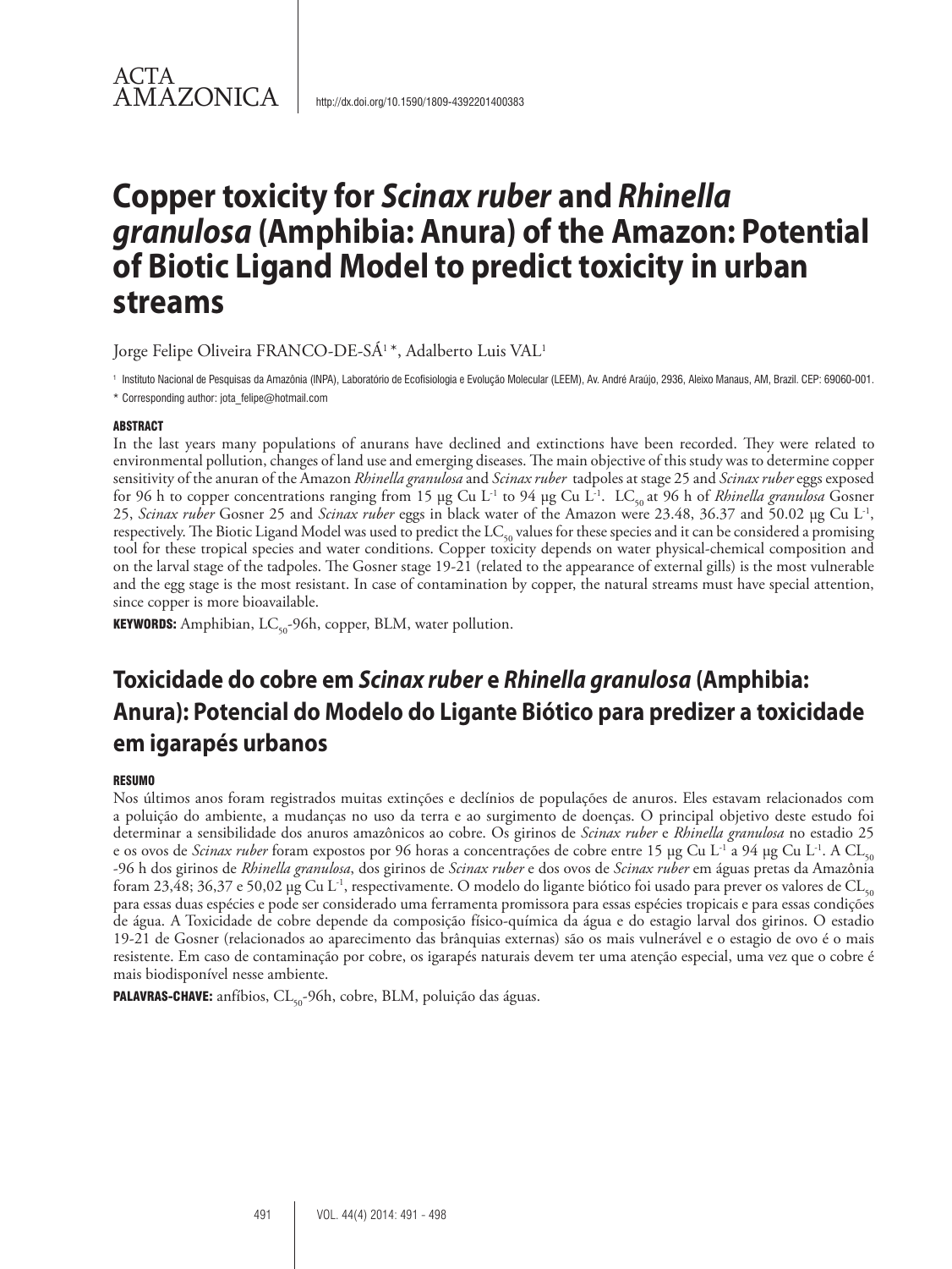ACTA AMAZONICA

http://dx.doi.org/10.1590/1809-4392201400383

# Copper toxicity for *Scinax ruber* and *Rhinella granulosa* (Amphibia: Anura) of the Amazon: Potential of Biotic Ligand Model to predict toxicity in urban streams

Jorge Felipe Oliveira FRANCO-DE-SÁ[1]*, Adalberto Luis VAL[1]

[1] Instituto Nacional de Pesquisas da Amazônia (INPA), Laboratório de Ecofisiologia e Evolução Molecular (LEEM), Av. André Araújo, 2936, Aleixo Manaus, AM, Brazil. CEP: 69060-001.

* Corresponding author: jota_felipe@hotmail.com

## ABSTRACT

In the last years many populations of anurans have declined and extinctions have been recorded. They were related to environmental pollution, changes of land use and emerging diseases. The main objective of this study was to determine copper sensitivity of the anuran of the Amazon *Rhinella granulosa* and *Scinax ruber* tadpoles at stage 25 and *Scinax ruber* eggs exposed for 96 h to copper concentrations ranging from 15 µg Cu $L^{-1}$ to 94 µg Cu $L^{-1}$. $LC_{50}$ at 96 h of *Rhinella granulosa* Gosner 25, *Scinax ruber* Gosner 25 and *Scinax ruber* eggs in black water of the Amazon were 23.48, 36.37 and 50.02 µg Cu $L^{-1}$, respectively. The Biotic Ligand Model was used to predict the $LC_{50}$ values for these species and it can be considered a promising tool for these tropical species and water conditions. Copper toxicity depends on water physical-chemical composition and on the larval stage of the tadpoles. The Gosner stage 19-21 (related to the appearance of external gills) is the most vulnerable and the egg stage is the most resistant. In case of contamination by copper, the natural streams must have special attention, since copper is more bioavailable.

**KEYWORDS:** Amphibian, $LC_{50}$-96h, copper, BLM, water pollution.

# Toxicidade do cobre em *Scinax ruber* e *Rhinella granulosa* (Amphibia: Anura): Potencial do Modelo do Ligante Biótico para predizer a toxicidade em igarapés urbanos

## RESUMO

Nos últimos anos foram registrados muitas extinções e declínios de populações de anuros. Eles estavam relacionados com a poluição do ambiente, a mudanças no uso da terra e ao surgimento de doenças. O principal objetivo deste estudo foi determinar a sensibilidade dos anuros amazônicos ao cobre. Os girinos de *Scinax ruber* e *Rhinella granulosa* no estadio 25 e os ovos de *Scinax ruber* foram expostos por 96 horas a concentrações de cobre entre 15 µg Cu $L^{-1}$ a 94 µg Cu $L^{-1}$. A $CL_{50}$ -96 h dos girinos de *Rhinella granulosa*, dos girinos de *Scinax ruber* e dos ovos de *Scinax ruber* em águas pretas da Amazônia foram 23,48; 36,37 e 50,02 µg Cu $L^{-1}$, respectivamente. O modelo do ligante biótico foi usado para prever os valores de $CL_{50}$ para essas duas espécies e pode ser considerado uma ferramenta promissora para essas espécies tropicais e para essas condições de água. A Toxicidade de cobre depende da composição físico-química da água e do estagio larval dos girinos. O estadio 19-21 de Gosner (relacionados ao aparecimento das brânquias externas) são os mais vulnerável e o estagio de ovo é o mais resistente. Em caso de contaminação por cobre, os igarapés naturais devem ter uma atenção especial, uma vez que o cobre é mais biodisponível nesse ambiente.

**PALAVRAS-CHAVE:** anfíbios, $CL_{50}$-96h, cobre, BLM, poluição das águas.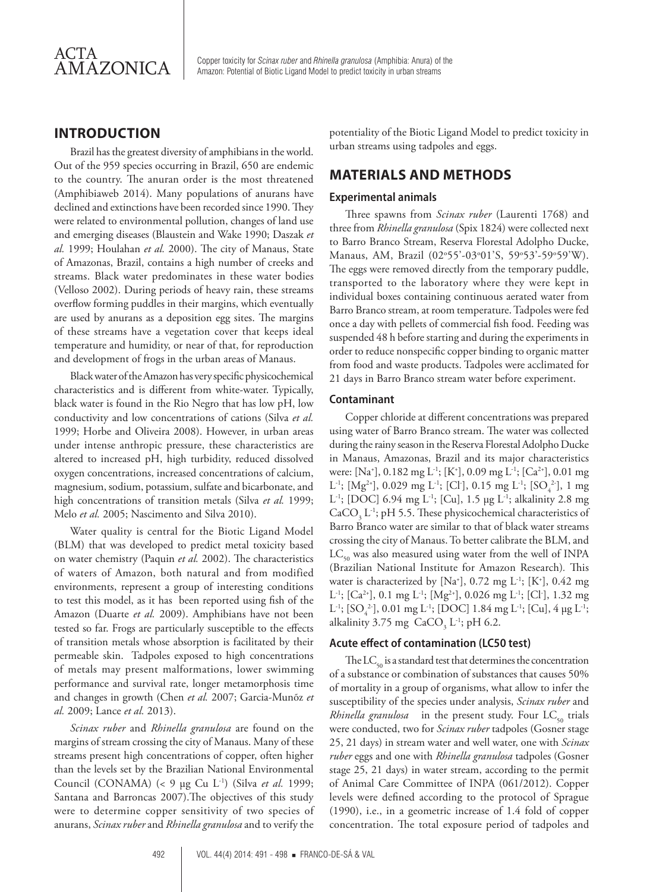## INTRODUCTION

Brazil has the greatest diversity of amphibians in the world. Out of the 959 species occurring in Brazil, 650 are endemic to the country. The anuran order is the most threatened (Amphibiaweb 2014). Many populations of anurans have declined and extinctions have been recorded since 1990. They were related to environmental pollution, changes of land use and emerging diseases (Blaustein and Wake 1990; Daszak *et al.* 1999; Houlahan *et al.* 2000). The city of Manaus, State of Amazonas, Brazil, contains a high number of creeks and streams. Black water predominates in these water bodies (Velloso 2002). During periods of heavy rain, these streams overflow forming puddles in their margins, which eventually are used by anurans as a deposition egg sites. The margins of these streams have a vegetation cover that keeps ideal temperature and humidity, or near of that, for reproduction and development of frogs in the urban areas of Manaus.

Black water of the Amazon has very specific physicochemical characteristics and is different from white-water. Typically, black water is found in the Rio Negro that has low pH, low conductivity and low concentrations of cations (Silva *et al.* 1999; Horbe and Oliveira 2008). However, in urban areas under intense anthropic pressure, these characteristics are altered to increased pH, high turbidity, reduced dissolved oxygen concentrations, increased concentrations of calcium, magnesium, sodium, potassium, sulfate and bicarbonate, and high concentrations of transition metals (Silva *et al.* 1999; Melo *et al.* 2005; Nascimento and Silva 2010).

Water quality is central for the Biotic Ligand Model (BLM) that was developed to predict metal toxicity based on water chemistry (Paquin *et al.* 2002). The characteristics of waters of Amazon, both natural and from modified environments, represent a group of interesting conditions to test this model, as it has been reported using fish of the Amazon (Duarte *et al.* 2009). Amphibians have not been tested so far. Frogs are particularly susceptible to the effects of transition metals whose absorption is facilitated by their permeable skin. Tadpoles exposed to high concentrations of metals may present malformations, lower swimming performance and survival rate, longer metamorphosis time and changes in growth (Chen *et al.* 2007; Garcia-Munõz *et al.* 2009; Lance *et al.* 2013).

*Scinax ruber* and *Rhinella granulosa* are found on the margins of stream crossing the city of Manaus. Many of these streams present high concentrations of copper, often higher than the levels set by the Brazilian National Environmental Council (CONAMA) (< 9 µg Cu $L^{-1}$) (Silva *et al.* 1999; Santana and Barroncas 2007).The objectives of this study were to determine copper sensitivity of two species of anurans, *Scinax ruber* and *Rhinella granulosa* and to verify the potentiality of the Biotic Ligand Model to predict toxicity in urban streams using tadpoles and eggs.

## MATERIALS AND METHODS

### Experimental animals

Three spawns from *Scinax ruber* (Laurenti 1768) and three from *Rhinella granulosa* (Spix 1824) were collected next to Barro Branco Stream, Reserva Florestal Adolpho Ducke, Manaus, AM, Brazil (02°55'-03°01'S, 59°53'-59°59'W). The eggs were removed directly from the temporary puddle, transported to the laboratory where they were kept in individual boxes containing continuous aerated water from Barro Branco stream, at room temperature. Tadpoles were fed once a day with pellets of commercial fish food. Feeding was suspended 48 h before starting and during the experiments in order to reduce nonspecific copper binding to organic matter from food and waste products. Tadpoles were acclimated for 21 days in Barro Branco stream water before experiment.

### Contaminant

Copper chloride at different concentrations was prepared using water of Barro Branco stream. The water was collected during the rainy season in the Reserva Florestal Adolpho Ducke in Manaus, Amazonas, Brazil and its major characteristics were: [$Na^+$], 0.182 mg $L^{-1}$; [$K^+$], 0.09 mg $L^{-1}$; [$Ca^{2+}$], 0.01 mg $L^{-1}$; [$Mg^{2+}$], 0.029 mg $L^{-1}$; [$Cl^-$], 0.15 mg $L^{-1}$; [$SO_4^{2-}$], 1 mg $L^{-1}$; [DOC] 6.94 mg $L^{-1}$; [Cu], 1.5 µg $L^{-1}$; alkalinity 2.8 mg $CaCO_3$ $L^{-1}$; pH 5.5. These physicochemical characteristics of Barro Branco water are similar to that of black water streams crossing the city of Manaus. To better calibrate the BLM, and $LC_{50}$ was also measured using water from the well of INPA (Brazilian National Institute for Amazon Research). This water is characterized by [$Na^+$], 0.72 mg $L^{-1}$; [$K^+$], 0.42 mg $L^{-1}$; [$Ca^{2+}$], 0.1 mg $L^{-1}$; [$Mg^{2+}$], 0.026 mg $L^{-1}$; [$Cl^-$], 1.32 mg $L^{-1}$; [$SO_4^{2-}$], 0.01 mg $L^{-1}$; [DOC] 1.84 mg $L^{-1}$; [Cu], 4 µg $L^{-1}$; alkalinity 3.75 mg $CaCO_3$ $L^{-1}$; pH 6.2.

### Acute effect of contamination (LC50 test)

The $LC_{50}$ is a standard test that determines the concentration of a substance or combination of substances that causes 50% of mortality in a group of organisms, what allow to infer the susceptibility of the species under analysis, *Scinax ruber* and *Rhinella granulosa* in the present study. Four $LC_{50}$ trials were conducted, two for *Scinax ruber* tadpoles (Gosner stage 25, 21 days) in stream water and well water, one with *Scinax ruber* eggs and one with *Rhinella granulosa* tadpoles (Gosner stage 25, 21 days) in water stream, according to the permit of Animal Care Committee of INPA (061/2012). Copper levels were defined according to the protocol of Sprague (1990), i.e., in a geometric increase of 1.4 fold of copper concentration. The total exposure period of tadpoles and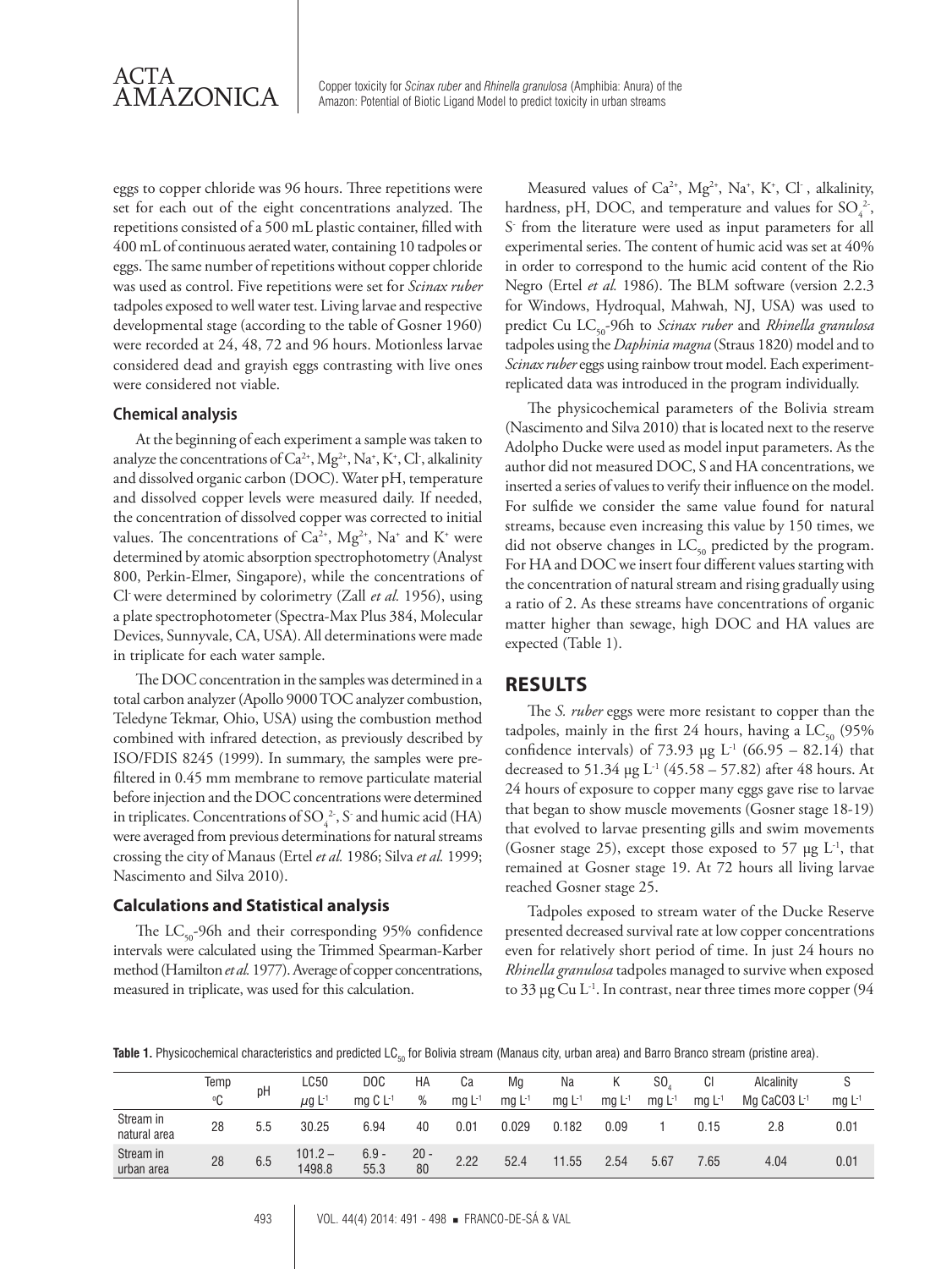eggs to copper chloride was 96 hours. Three repetitions were set for each out of the eight concentrations analyzed. The repetitions consisted of a 500 mL plastic container, filled with 400 mL of continuous aerated water, containing 10 tadpoles or eggs. The same number of repetitions without copper chloride was used as control. Five repetitions were set for *Scinax ruber* tadpoles exposed to well water test. Living larvae and respective developmental stage (according to the table of Gosner 1960) were recorded at 24, 48, 72 and 96 hours. Motionless larvae considered dead and grayish eggs contrasting with live ones were considered not viable.

### Chemical analysis

At the beginning of each experiment a sample was taken to analyze the concentrations of $Ca^{2+}$, $Mg^{2+}$, $Na^{+}$, $K^{+}$, $Cl^{-}$, alkalinity and dissolved organic carbon (DOC). Water pH, temperature and dissolved copper levels were measured daily. If needed, the concentration of dissolved copper was corrected to initial values. The concentrations of $Ca^{2+}$, $Mg^{2+}$, $Na^{+}$ and $K^{+}$ were determined by atomic absorption spectrophotometry (Analyst 800, Perkin-Elmer, Singapore), while the concentrations of $Cl^{-}$ were determined by colorimetry (Zall *et al.* 1956), using a plate spectrophotometer (Spectra-Max Plus 384, Molecular Devices, Sunnyvale, CA, USA). All determinations were made in triplicate for each water sample.

The DOC concentration in the samples was determined in a total carbon analyzer (Apollo 9000 TOC analyzer combustion, Teledyne Tekmar, Ohio, USA) using the combustion method combined with infrared detection, as previously described by ISO/FDIS 8245 (1999). In summary, the samples were pre-filtered in 0.45 mm membrane to remove particulate material before injection and the DOC concentrations were determined in triplicates. Concentrations of $SO_4^{2-}$, $S^{-}$ and humic acid (HA) were averaged from previous determinations for natural streams crossing the city of Manaus (Ertel *et al.* 1986; Silva *et al.* 1999; Nascimento and Silva 2010).

### Calculations and Statistical analysis

The $LC_{50}$-96h and their corresponding 95% confidence intervals were calculated using the Trimmed Spearman-Karber method (Hamilton *et al.* 1977). Average of copper concentrations, measured in triplicate, was used for this calculation.

Measured values of $Ca^{2+}$, $Mg^{2+}$, $Na^{+}$, $K^{+}$, $Cl^{-}$, alkalinity, hardness, pH, DOC, and temperature and values for $SO_4^{2-}$, $S^{-}$ from the literature were used as input parameters for all experimental series. The content of humic acid was set at 40% in order to correspond to the humic acid content of the Rio Negro (Ertel *et al.* 1986). The BLM software (version 2.2.3 for Windows, Hydroqual, Mahwah, NJ, USA) was used to predict Cu $LC_{50}$-96h to *Scinax ruber* and *Rhinella granulosa* tadpoles using the *Daphinia magna* (Straus 1820) model and to *Scinax ruber* eggs using rainbow trout model. Each experiment-replicated data was introduced in the program individually.

The physicochemical parameters of the Bolivia stream (Nascimento and Silva 2010) that is located next to the reserve Adolpho Ducke were used as model input parameters. As the author did not measured DOC, S and HA concentrations, we inserted a series of values to verify their influence on the model. For sulfide we consider the same value found for natural streams, because even increasing this value by 150 times, we did not observe changes in $LC_{50}$ predicted by the program. For HA and DOC we insert four different values starting with the concentration of natural stream and rising gradually using a ratio of 2. As these streams have concentrations of organic matter higher than sewage, high DOC and HA values are expected (Table 1).

## RESULTS

The *S. ruber* eggs were more resistant to copper than the tadpoles, mainly in the first 24 hours, having a $LC_{50}$ (95% confidence intervals) of 73.93 µg $L^{-1}$ (66.95 – 82.14) that decreased to 51.34 µg $L^{-1}$ (45.58 – 57.82) after 48 hours. At 24 hours of exposure to copper many eggs gave rise to larvae that began to show muscle movements (Gosner stage 18-19) that evolved to larvae presenting gills and swim movements (Gosner stage 25), except those exposed to 57 µg $L^{-1}$, that remained at Gosner stage 19. At 72 hours all living larvae reached Gosner stage 25.

Tadpoles exposed to stream water of the Ducke Reserve presented decreased survival rate at low copper concentrations even for relatively short period of time. In just 24 hours no *Rhinella granulosa* tadpoles managed to survive when exposed to 33 µg Cu $L^{-1}$. In contrast, near three times more copper (94

**Table 1.** Physicochemical characteristics and predicted $LC_{50}$ for Bolivia stream (Manaus city, urban area) and Barro Branco stream (pristine area).

| | Temp °C | pH | LC50 µg $L^{-1}$ | DOC mg C $L^{-1}$ | HA % | Ca mg $L^{-1}$ | Mg mg $L^{-1}$ | Na mg $L^{-1}$ | K mg $L^{-1}$ | $SO_4$ mg $L^{-1}$ | Cl mg $L^{-1}$ | Alcalinity Mg CaCO3 $L^{-1}$ | S mg $L^{-1}$ |
|---|---|---|---|---|---|---|---|---|---|---|---|---|---|
| Stream in natural area | 28 | 5.5 | 30.25 | 6.94 | 40 | 0.01 | 0.029 | 0.182 | 0.09 | 1 | 0.15 | 2.8 | 0.01 |
| Stream in urban area | 28 | 6.5 | 101.2 – 1498.8 | 6.9 - 55.3 | 20 - 80 | 2.22 | 52.4 | 11.55 | 2.54 | 5.67 | 7.65 | 4.04 | 0.01 |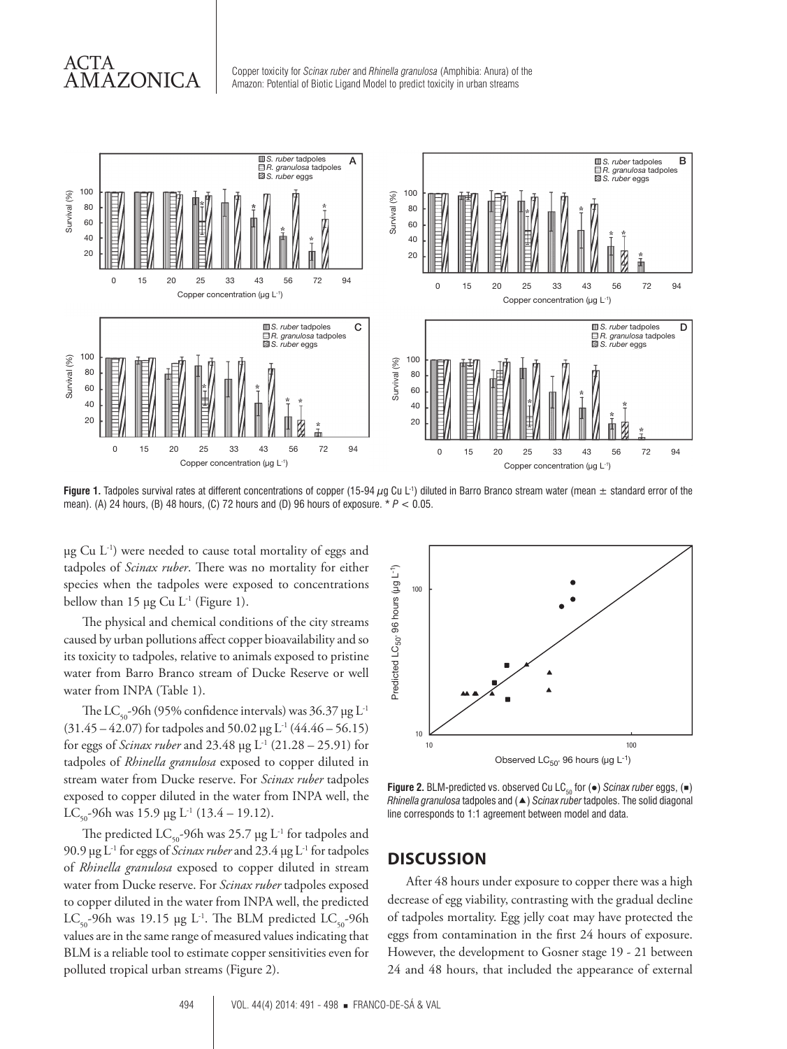**Figure 1.** Tadpoles survival rates at different concentrations of copper (15-94 $\mu$g Cu $L^{-1}$) diluted in Barro Branco stream water (mean ± standard error of the mean). (A) 24 hours, (B) 48 hours, (C) 72 hours and (D) 96 hours of exposure. * $P < 0.05$.

µg Cu $L^{-1}$) were needed to cause total mortality of eggs and tadpoles of *Scinax ruber*. There was no mortality for either species when the tadpoles were exposed to concentrations bellow than 15 µg Cu $L^{-1}$ (Figure 1).

The physical and chemical conditions of the city streams caused by urban pollutions affect copper bioavailability and so its toxicity to tadpoles, relative to animals exposed to pristine water from Barro Branco stream of Ducke Reserve or well water from INPA (Table 1).

The $LC_{50}$-96h (95% confidence intervals) was 36.37 µg $L^{-1}$ (31.45 – 42.07) for tadpoles and 50.02 µg $L^{-1}$ (44.46 – 56.15) for eggs of *Scinax ruber* and 23.48 µg $L^{-1}$ (21.28 – 25.91) for tadpoles of *Rhinella granulosa* exposed to copper diluted in stream water from Ducke reserve. For *Scinax ruber* tadpoles exposed to copper diluted in the water from INPA well, the $LC_{50}$-96h was 15.9 µg $L^{-1}$ (13.4 – 19.12).

The predicted $LC_{50}$-96h was 25.7 µg $L^{-1}$ for tadpoles and 90.9 µg $L^{-1}$ for eggs of *Scinax ruber* and 23.4 µg $L^{-1}$ for tadpoles of *Rhinella granulosa* exposed to copper diluted in stream water from Ducke reserve. For *Scinax ruber* tadpoles exposed to copper diluted in the water from INPA well, the predicted $LC_{50}$-96h was 19.15 µg $L^{-1}$. The BLM predicted $LC_{50}$-96h values are in the same range of measured values indicating that BLM is a reliable tool to estimate copper sensitivities even for polluted tropical urban streams (Figure 2).

**Figure 2.** BLM-predicted vs. observed Cu $LC_{50}$ for (●) *Scinax ruber* eggs, (■) *Rhinella granulosa* tadpoles and (▲) *Scinax ruber* tadpoles. The solid diagonal line corresponds to 1:1 agreement between model and data.

## DISCUSSION

After 48 hours under exposure to copper there was a high decrease of egg viability, contrasting with the gradual decline of tadpoles mortality. Egg jelly coat may have protected the eggs from contamination in the first 24 hours of exposure. However, the development to Gosner stage 19 - 21 between 24 and 48 hours, that included the appearance of external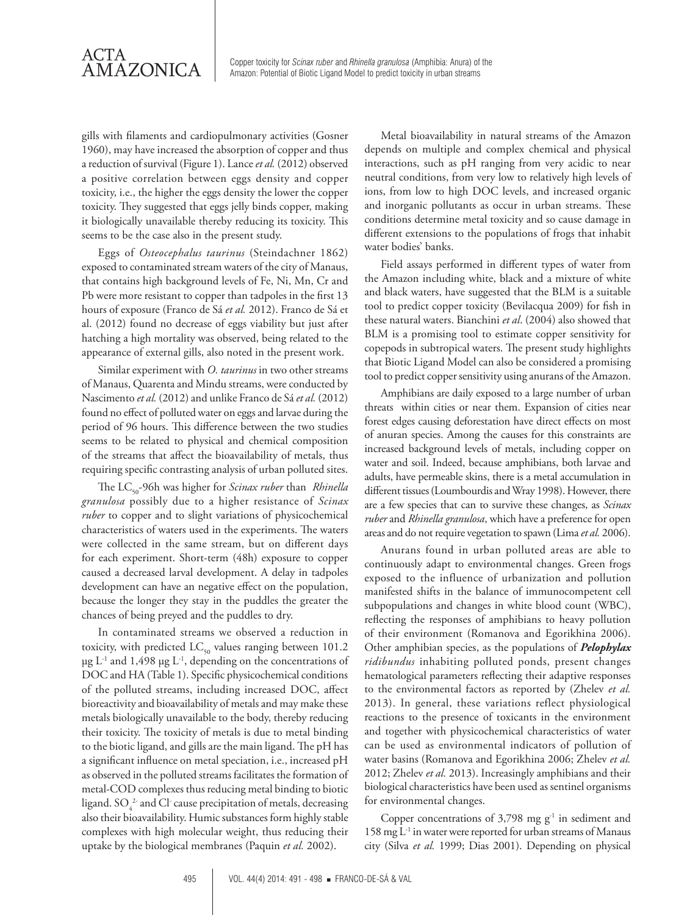gills with filaments and cardiopulmonary activities (Gosner 1960), may have increased the absorption of copper and thus a reduction of survival (Figure 1). Lance *et al.* (2012) observed a positive correlation between eggs density and copper toxicity, i.e., the higher the eggs density the lower the copper toxicity. They suggested that eggs jelly binds copper, making it biologically unavailable thereby reducing its toxicity. This seems to be the case also in the present study.

Eggs of *Osteocephalus taurinus* (Steindachner 1862) exposed to contaminated stream waters of the city of Manaus, that contains high background levels of Fe, Ni, Mn, Cr and Pb were more resistant to copper than tadpoles in the first 13 hours of exposure (Franco de Sá *et al.* 2012). Franco de Sá et al. (2012) found no decrease of eggs viability but just after hatching a high mortality was observed, being related to the appearance of external gills, also noted in the present work.

Similar experiment with *O. taurinus* in two other streams of Manaus, Quarenta and Mindu streams, were conducted by Nascimento *et al.* (2012) and unlike Franco de Sá *et al.* (2012) found no effect of polluted water on eggs and larvae during the period of 96 hours. This difference between the two studies seems to be related to physical and chemical composition of the streams that affect the bioavailability of metals, thus requiring specific contrasting analysis of urban polluted sites.

The $LC_{50}$-96h was higher for *Scinax ruber* than *Rhinella granulosa* possibly due to a higher resistance of *Scinax ruber* to copper and to slight variations of physicochemical characteristics of waters used in the experiments. The waters were collected in the same stream, but on different days for each experiment. Short-term (48h) exposure to copper caused a decreased larval development. A delay in tadpoles development can have an negative effect on the population, because the longer they stay in the puddles the greater the chances of being preyed and the puddles to dry.

In contaminated streams we observed a reduction in toxicity, with predicted $LC_{50}$ values ranging between 101.2 $\mu g\ L^{-1}$ and 1,498 $\mu g\ L^{-1}$, depending on the concentrations of DOC and HA (Table 1). Specific physicochemical conditions of the polluted streams, including increased DOC, affect bioreactivity and bioavailability of metals and may make these metals biologically unavailable to the body, thereby reducing their toxicity. The toxicity of metals is due to metal binding to the biotic ligand, and gills are the main ligand. The pH has a significant influence on metal speciation, i.e., increased pH as observed in the polluted streams facilitates the formation of metal-COD complexes thus reducing metal binding to biotic ligand. $SO_4^{2-}$ and $Cl^-$ cause precipitation of metals, decreasing also their bioavailability. Humic substances form highly stable complexes with high molecular weight, thus reducing their uptake by the biological membranes (Paquin *et al.* 2002).

Metal bioavailability in natural streams of the Amazon depends on multiple and complex chemical and physical interactions, such as pH ranging from very acidic to near neutral conditions, from very low to relatively high levels of ions, from low to high DOC levels, and increased organic and inorganic pollutants as occur in urban streams. These conditions determine metal toxicity and so cause damage in different extensions to the populations of frogs that inhabit water bodies' banks.

Field assays performed in different types of water from the Amazon including white, black and a mixture of white and black waters, have suggested that the BLM is a suitable tool to predict copper toxicity (Bevilacqua 2009) for fish in these natural waters. Bianchini *et al*. (2004) also showed that BLM is a promising tool to estimate copper sensitivity for copepods in subtropical waters. The present study highlights that Biotic Ligand Model can also be considered a promising tool to predict copper sensitivity using anurans of the Amazon.

Amphibians are daily exposed to a large number of urban threats within cities or near them. Expansion of cities near forest edges causing deforestation have direct effects on most of anuran species. Among the causes for this constraints are increased background levels of metals, including copper on water and soil. Indeed, because amphibians, both larvae and adults, have permeable skins, there is a metal accumulation in different tissues (Loumbourdis and Wray 1998). However, there are a few species that can to survive these changes, as *Scinax ruber* and *Rhinella granulosa*, which have a preference for open areas and do not require vegetation to spawn (Lima *et al.* 2006).

Anurans found in urban polluted areas are able to continuously adapt to environmental changes. Green frogs exposed to the influence of urbanization and pollution manifested shifts in the balance of immunocompetent cell subpopulations and changes in white blood count (WBC), reflecting the responses of amphibians to heavy pollution of their environment (Romanova and Egorikhina 2006). Other amphibian species, as the populations of ***Pelophylax ridibundus*** inhabiting polluted ponds, present changes hematological parameters reflecting their adaptive responses to the environmental factors as reported by (Zhelev *et al.* 2013). In general, these variations reflect physiological reactions to the presence of toxicants in the environment and together with physicochemical characteristics of water can be used as environmental indicators of pollution of water basins (Romanova and Egorikhina 2006; Zhelev *et al.* 2012; Zhelev *et al.* 2013). Increasingly amphibians and their biological characteristics have been used as sentinel organisms for environmental changes.

Copper concentrations of 3,798 mg $g^{-1}$ in sediment and 158 mg $L^{-1}$ in water were reported for urban streams of Manaus city (Silva *et al.* 1999; Dias 2001). Depending on physical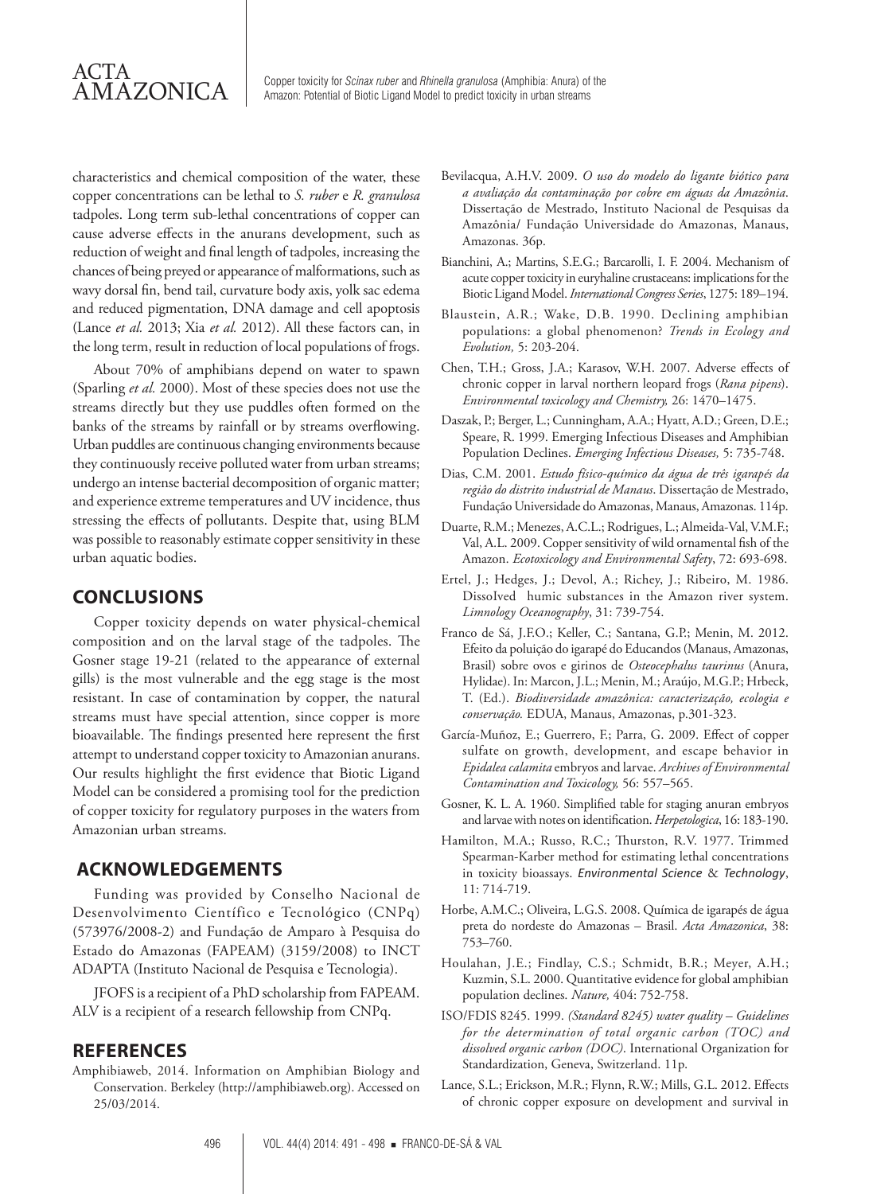characteristics and chemical composition of the water, these copper concentrations can be lethal to *S. ruber* e *R. granulosa* tadpoles. Long term sub-lethal concentrations of copper can cause adverse effects in the anurans development, such as reduction of weight and final length of tadpoles, increasing the chances of being preyed or appearance of malformations, such as wavy dorsal fin, bend tail, curvature body axis, yolk sac edema and reduced pigmentation, DNA damage and cell apoptosis (Lance *et al.* 2013; Xia *et al.* 2012). All these factors can, in the long term, result in reduction of local populations of frogs.

About 70% of amphibians depend on water to spawn (Sparling *et al.* 2000). Most of these species does not use the streams directly but they use puddles often formed on the banks of the streams by rainfall or by streams overflowing. Urban puddles are continuous changing environments because they continuously receive polluted water from urban streams; undergo an intense bacterial decomposition of organic matter; and experience extreme temperatures and UV incidence, thus stressing the effects of pollutants. Despite that, using BLM was possible to reasonably estimate copper sensitivity in these urban aquatic bodies.

## CONCLUSIONS

Copper toxicity depends on water physical-chemical composition and on the larval stage of the tadpoles. The Gosner stage 19-21 (related to the appearance of external gills) is the most vulnerable and the egg stage is the most resistant. In case of contamination by copper, the natural streams must have special attention, since copper is more bioavailable. The findings presented here represent the first attempt to understand copper toxicity to Amazonian anurans. Our results highlight the first evidence that Biotic Ligand Model can be considered a promising tool for the prediction of copper toxicity for regulatory purposes in the waters from Amazonian urban streams.

## ACKNOWLEDGEMENTS

Funding was provided by Conselho Nacional de Desenvolvimento Científico e Tecnológico (CNPq) (573976/2008-2) and Fundação de Amparo à Pesquisa do Estado do Amazonas (FAPEAM) (3159/2008) to INCT ADAPTA (Instituto Nacional de Pesquisa e Tecnologia).

JFOFS is a recipient of a PhD scholarship from FAPEAM. ALV is a recipient of a research fellowship from CNPq.

## REFERENCES

Amphibiaweb, 2014. Information on Amphibian Biology and Conservation. Berkeley (http://amphibiaweb.org). Accessed on 25/03/2014.

Bevilacqua, A.H.V. 2009. *O uso do modelo do ligante biótico para a avaliação da contaminação por cobre em águas da Amazônia*. Dissertação de Mestrado, Instituto Nacional de Pesquisas da Amazônia/ Fundação Universidade do Amazonas, Manaus, Amazonas. 36p.

Bianchini, A.; Martins, S.E.G.; Barcarolli, I. F. 2004. Mechanism of acute copper toxicity in euryhaline crustaceans: implications for the Biotic Ligand Model. *International Congress Series*, 1275: 189–194.

Blaustein, A.R.; Wake, D.B. 1990. Declining amphibian populations: a global phenomenon? *Trends in Ecology and Evolution,* 5: 203-204.

Chen, T.H.; Gross, J.A.; Karasov, W.H. 2007. Adverse effects of chronic copper in larval northern leopard frogs (*Rana pipens*). *Environmental toxicology and Chemistry,* 26: 1470–1475.

Daszak, P.; Berger, L.; Cunningham, A.A.; Hyatt, A.D.; Green, D.E.; Speare, R. 1999. Emerging Infectious Diseases and Amphibian Population Declines. *Emerging Infectious Diseases,* 5: 735-748.

Dias, C.M. 2001. *Estudo físico-químico da água de três igarapés da região do distrito industrial de Manaus*. Dissertação de Mestrado, Fundação Universidade do Amazonas, Manaus, Amazonas. 114p.

Duarte, R.M.; Menezes, A.C.L.; Rodrigues, L.; Almeida-Val, V.M.F.; Val, A.L. 2009. Copper sensitivity of wild ornamental fish of the Amazon. *Ecotoxicology and Environmental Safety*, 72: 693-698.

Ertel, J.; Hedges, J.; Devol, A.; Richey, J.; Ribeiro, M. 1986. DissoIved humic substances in the Amazon river system. *Limnology Oceanography*, 31: 739-754.

Franco de Sá, J.F.O.; Keller, C.; Santana, G.P.; Menin, M. 2012. Efeito da poluição do igarapé do Educandos (Manaus, Amazonas, Brasil) sobre ovos e girinos de *Osteocephalus taurinus* (Anura, Hylidae). In: Marcon, J.L.; Menin, M.; Araújo, M.G.P.; Hrbeck, T. (Ed.). *Biodiversidade amazônica: caracterização, ecologia e conservação.* EDUA, Manaus, Amazonas, p.301-323.

García-Muñoz, E.; Guerrero, F.; Parra, G. 2009. Effect of copper sulfate on growth, development, and escape behavior in *Epidalea calamita* embryos and larvae. *Archives of Environmental Contamination and Toxicology,* 56: 557–565.

Gosner, K. L. A. 1960. Simplified table for staging anuran embryos and larvae with notes on identification. *Herpetologica*, 16: 183-190.

Hamilton, M.A.; Russo, R.C.; Thurston, R.V. 1977. Trimmed Spearman-Karber method for estimating lethal concentrations in toxicity bioassays. *Environmental Science* & *Technology*, 11: 714-719.

Horbe, A.M.C.; Oliveira, L.G.S. 2008. Química de igarapés de água preta do nordeste do Amazonas – Brasil. *Acta Amazonica*, 38: 753–760.

Houlahan, J.E.; Findlay, C.S.; Schmidt, B.R.; Meyer, A.H.; Kuzmin, S.L. 2000. Quantitative evidence for global amphibian population declines. *Nature,* 404: 752-758.

ISO/FDIS 8245. 1999. *(Standard 8245) water quality – Guidelines for the determination of total organic carbon (TOC) and dissolved organic carbon (DOC)*. International Organization for Standardization, Geneva, Switzerland. 11p.

Lance, S.L.; Erickson, M.R.; Flynn, R.W.; Mills, G.L. 2012. Effects of chronic copper exposure on development and survival in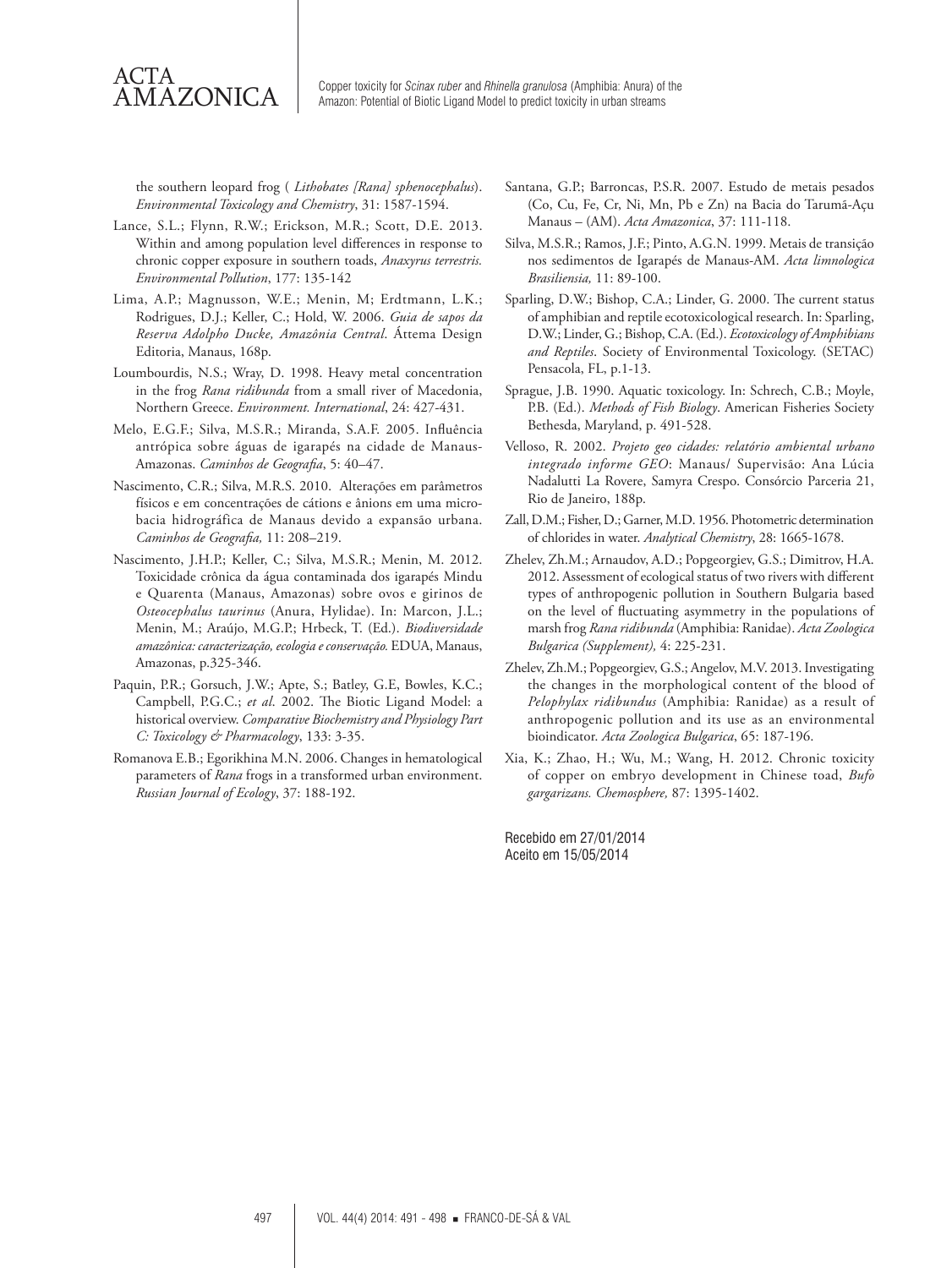the southern leopard frog ( *Lithobates [Rana] sphenocephalus*). *Environmental Toxicology and Chemistry*, 31: 1587-1594.

Lance, S.L.; Flynn, R.W.; Erickson, M.R.; Scott, D.E. 2013. Within and among population level differences in response to chronic copper exposure in southern toads, *Anaxyrus terrestris. Environmental Pollution*, 177: 135-142

Lima, A.P.; Magnusson, W.E.; Menin, M; Erdtmann, L.K.; Rodrigues, D.J.; Keller, C.; Hold, W. 2006. *Guia de sapos da Reserva Adolpho Ducke, Amazônia Central*. Áttema Design Editoria, Manaus, 168p.

Loumbourdis, N.S.; Wray, D. 1998. Heavy metal concentration in the frog *Rana ridibunda* from a small river of Macedonia, Northern Greece. *Environment. International*, 24: 427-431.

Melo, E.G.F.; Silva, M.S.R.; Miranda, S.A.F. 2005. Influência antrópica sobre águas de igarapés na cidade de Manaus-Amazonas. *Caminhos de Geografia*, 5: 40–47.

Nascimento, C.R.; Silva, M.R.S. 2010. Alterações em parâmetros físicos e em concentrações de cátions e ânions em uma micro-bacia hidrográfica de Manaus devido a expansão urbana. *Caminhos de Geografia,* 11: 208–219.

Nascimento, J.H.P.; Keller, C.; Silva, M.S.R.; Menin, M. 2012. Toxicidade crônica da água contaminada dos igarapés Mindu e Quarenta (Manaus, Amazonas) sobre ovos e girinos de *Osteocephalus taurinus* (Anura, Hylidae). In: Marcon, J.L.; Menin, M.; Araújo, M.G.P.; Hrbeck, T. (Ed.). *Biodiversidade amazônica: caracterização, ecologia e conservação.* EDUA, Manaus, Amazonas, p.325-346.

Paquin, P.R.; Gorsuch, J.W.; Apte, S.; Batley, G.E, Bowles, K.C.; Campbell, P.G.C.; *et al*. 2002. The Biotic Ligand Model: a historical overview. *Comparative Biochemistry and Physiology Part C: Toxicology & Pharmacology*, 133: 3-35.

Romanova E.B.; Egorikhina M.N. 2006. Changes in hematological parameters of *Rana* frogs in a transformed urban environment. *Russian Journal of Ecology*, 37: 188-192.

Santana, G.P.; Barroncas, P.S.R. 2007. Estudo de metais pesados (Co, Cu, Fe, Cr, Ni, Mn, Pb e Zn) na Bacia do Tarumã-Açu Manaus – (AM). *Acta Amazonica*, 37: 111-118.

Silva, M.S.R.; Ramos, J.F.; Pinto, A.G.N. 1999. Metais de transição nos sedimentos de Igarapés de Manaus-AM. *Acta limnologica Brasiliensia,* 11: 89-100.

Sparling, D.W.; Bishop, C.A.; Linder, G. 2000. The current status of amphibian and reptile ecotoxicological research. In: Sparling, D.W.; Linder, G.; Bishop, C.A. (Ed.). *Ecotoxicology of Amphibians and Reptiles*. Society of Environmental Toxicology. (SETAC) Pensacola, FL, p.1-13.

Sprague, J.B. 1990. Aquatic toxicology. In: Schrech, C.B.; Moyle, P.B. (Ed.). *Methods of Fish Biology*. American Fisheries Society Bethesda, Maryland, p. 491-528.

Velloso, R. 2002. *Projeto geo cidades: relatório ambiental urbano integrado informe GEO*: Manaus/ Supervisão: Ana Lúcia Nadalutti La Rovere, Samyra Crespo. Consórcio Parceria 21, Rio de Janeiro, 188p.

Zall, D.M.; Fisher, D.; Garner, M.D. 1956. Photometric determination of chlorides in water. *Analytical Chemistry*, 28: 1665-1678.

Zhelev, Zh.M.; Arnaudov, A.D.; Popgeorgiev, G.S.; Dimitrov, H.A. 2012. Assessment of ecological status of two rivers with different types of anthropogenic pollution in Southern Bulgaria based on the level of fluctuating asymmetry in the populations of marsh frog *Rana ridibunda* (Amphibia: Ranidae). *Acta Zoologica Bulgarica (Supplement),* 4: 225-231.

Zhelev, Zh.M.; Popgeorgiev, G.S.; Angelov, M.V. 2013. Investigating the changes in the morphological content of the blood of *Pelophylax ridibundus* (Amphibia: Ranidae) as a result of anthropogenic pollution and its use as an environmental bioindicator. *Acta Zoologica Bulgarica*, 65: 187-196.

Xia, K.; Zhao, H.; Wu, M.; Wang, H. 2012. Chronic toxicity of copper on embryo development in Chinese toad, *Bufo gargarizans. Chemosphere,* 87: 1395-1402.

Recebido em 27/01/2014
Aceito em 15/05/2014